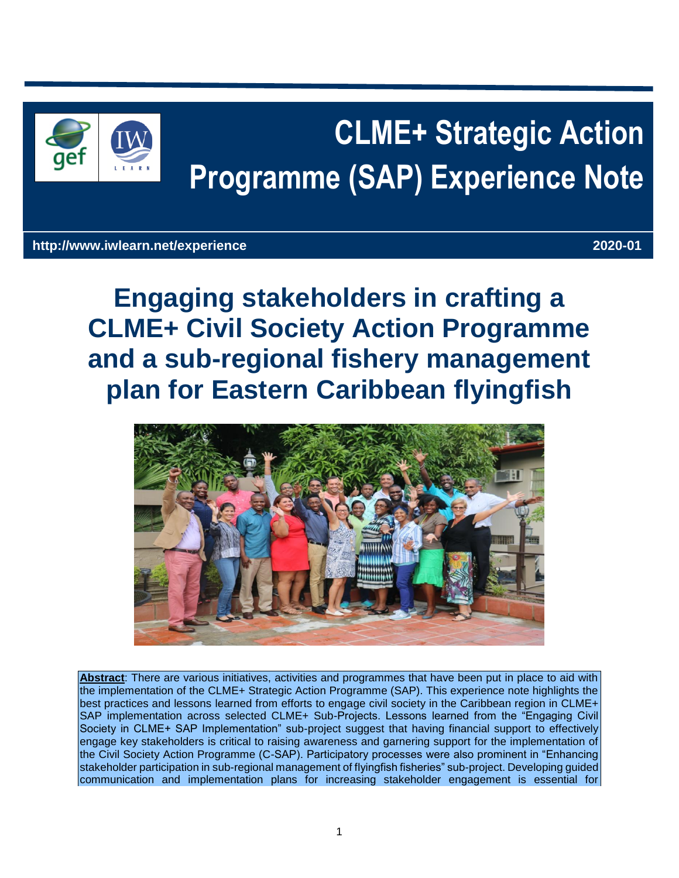# CLME+ Strategic Action Programme (SAP) Experience Note

**http://www.iwlearn.net/experience** **2020-01**

# Engaging stakeholders in crafting a CLME+ Civil Society Action Programme and a sub-regional fishery management plan for Eastern Caribbean flyingfish

**Abstract**: There are various initiatives, activities and programmes that have been put in place to aid with the implementation of the CLME+ Strategic Action Programme (SAP). This experience note highlights the best practices and lessons learned from efforts to engage civil society in the Caribbean region in CLME+ SAP implementation across selected CLME+ Sub-Projects. Lessons learned from the "Engaging Civil Society in CLME+ SAP Implementation" sub-project suggest that having financial support to effectively engage key stakeholders is critical to raising awareness and garnering support for the implementation of the Civil Society Action Programme (C-SAP). Participatory processes were also prominent in "Enhancing stakeholder participation in sub-regional management of flyingfish fisheries" sub-project. Developing guided communication and implementation plans for increasing stakeholder engagement is essential for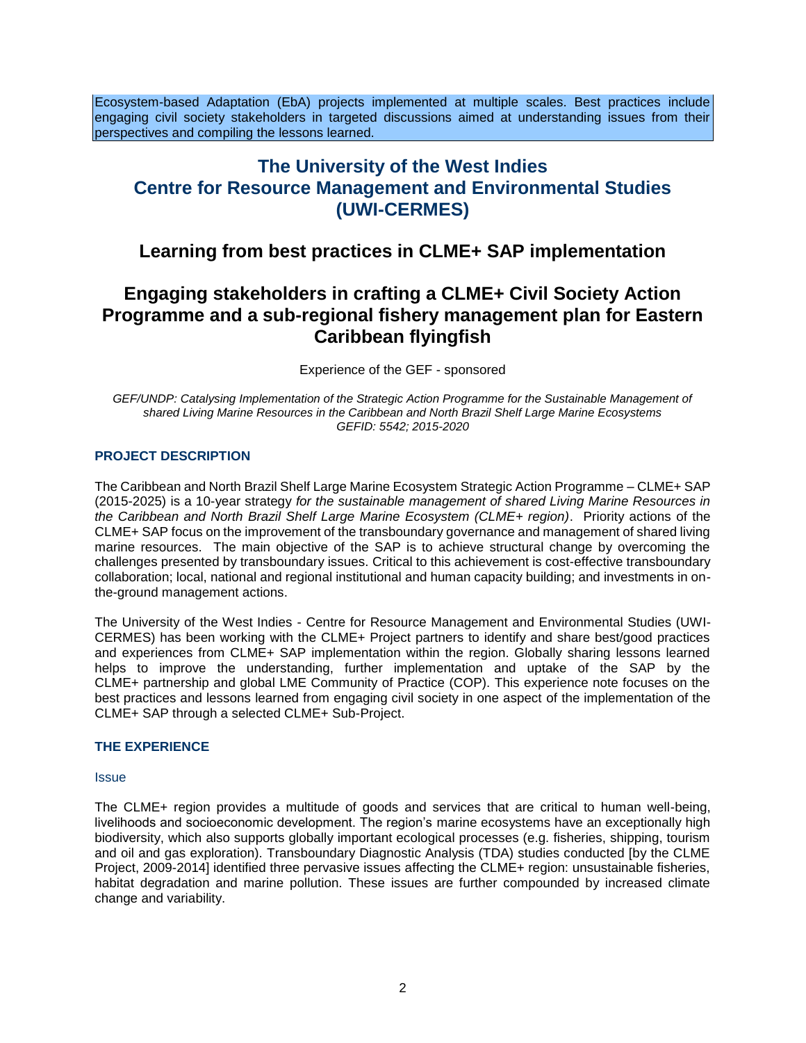Ecosystem-based Adaptation (EbA) projects implemented at multiple scales. Best practices include engaging civil society stakeholders in targeted discussions aimed at understanding issues from their perspectives and compiling the lessons learned.

# The University of the West Indies Centre for Resource Management and Environmental Studies (UWI-CERMES)

## Learning from best practices in CLME+ SAP implementation

## Engaging stakeholders in crafting a CLME+ Civil Society Action Programme and a sub-regional fishery management plan for Eastern Caribbean flyingfish

Experience of the GEF - sponsored

*GEF/UNDP: Catalysing Implementation of the Strategic Action Programme for the Sustainable Management of shared Living Marine Resources in the Caribbean and North Brazil Shelf Large Marine Ecosystems GEFID: 5542; 2015-2020*

### PROJECT DESCRIPTION

The Caribbean and North Brazil Shelf Large Marine Ecosystem Strategic Action Programme – CLME+ SAP (2015-2025) is a 10-year strategy *for the sustainable management of shared Living Marine Resources in the Caribbean and North Brazil Shelf Large Marine Ecosystem (CLME+ region)*. Priority actions of the CLME+ SAP focus on the improvement of the transboundary governance and management of shared living marine resources. The main objective of the SAP is to achieve structural change by overcoming the challenges presented by transboundary issues. Critical to this achievement is cost-effective transboundary collaboration; local, national and regional institutional and human capacity building; and investments in on-the-ground management actions.

The University of the West Indies - Centre for Resource Management and Environmental Studies (UWI-CERMES) has been working with the CLME+ Project partners to identify and share best/good practices and experiences from CLME+ SAP implementation within the region. Globally sharing lessons learned helps to improve the understanding, further implementation and uptake of the SAP by the CLME+ partnership and global LME Community of Practice (COP). This experience note focuses on the best practices and lessons learned from engaging civil society in one aspect of the implementation of the CLME+ SAP through a selected CLME+ Sub-Project.

### THE EXPERIENCE

#### Issue

The CLME+ region provides a multitude of goods and services that are critical to human well-being, livelihoods and socioeconomic development. The region's marine ecosystems have an exceptionally high biodiversity, which also supports globally important ecological processes (e.g. fisheries, shipping, tourism and oil and gas exploration). Transboundary Diagnostic Analysis (TDA) studies conducted [by the CLME Project, 2009-2014] identified three pervasive issues affecting the CLME+ region: unsustainable fisheries, habitat degradation and marine pollution. These issues are further compounded by increased climate change and variability.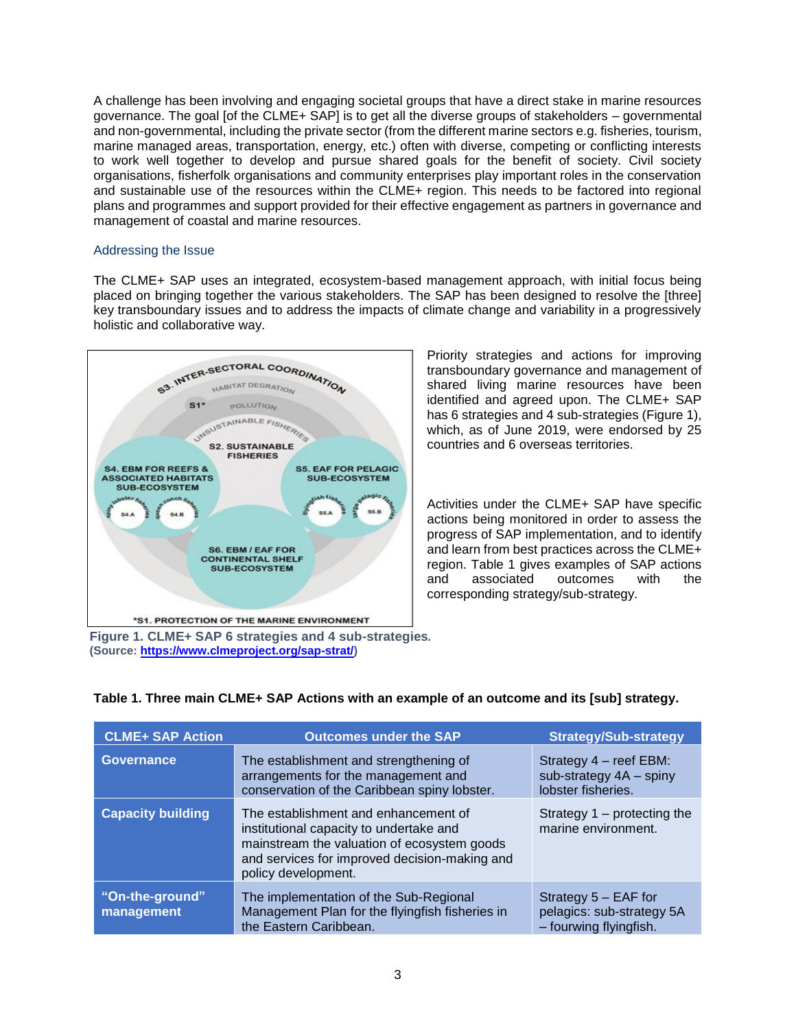A challenge has been involving and engaging societal groups that have a direct stake in marine resources governance. The goal [of the CLME+ SAP] is to get all the diverse groups of stakeholders – governmental and non-governmental, including the private sector (from the different marine sectors e.g. fisheries, tourism, marine managed areas, transportation, energy, etc.) often with diverse, competing or conflicting interests to work well together to develop and pursue shared goals for the benefit of society. Civil society organisations, fisherfolk organisations and community enterprises play important roles in the conservation and sustainable use of the resources within the CLME+ region. This needs to be factored into regional plans and programmes and support provided for their effective engagement as partners in governance and management of coastal and marine resources.

### Addressing the Issue

The CLME+ SAP uses an integrated, ecosystem-based management approach, with initial focus being placed on bringing together the various stakeholders. The SAP has been designed to resolve the [three] key transboundary issues and to address the impacts of climate change and variability in a progressively holistic and collaborative way.

Priority strategies and actions for improving transboundary governance and management of shared living marine resources have been identified and agreed upon. The CLME+ SAP has 6 strategies and 4 sub-strategies (Figure 1), which, as of June 2019, were endorsed by 25 countries and 6 overseas territories.

Activities under the CLME+ SAP have specific actions being monitored in order to assess the progress of SAP implementation, and to identify and learn from best practices across the CLME+ region. Table 1 gives examples of SAP actions and associated outcomes with the corresponding strategy/sub-strategy.

**Figure 1. CLME+ SAP 6 strategies and 4 sub-strategies.**
**(Source: https://www.clmeproject.org/sap-strat/)**

**Table 1. Three main CLME+ SAP Actions with an example of an outcome and its [sub] strategy.**

| CLME+ SAP Action | Outcomes under the SAP | Strategy/Sub-strategy |
|---|---|---|
| **Governance** | The establishment and strengthening of arrangements for the management and conservation of the Caribbean spiny lobster. | Strategy 4 – reef EBM: sub-strategy 4A – spiny lobster fisheries. |
| **Capacity building** | The establishment and enhancement of institutional capacity to undertake and mainstream the valuation of ecosystem goods and services for improved decision-making and policy development. | Strategy 1 – protecting the marine environment. |
| **"On-the-ground" management** | The implementation of the Sub-Regional Management Plan for the flyingfish fisheries in the Eastern Caribbean. | Strategy 5 – EAF for pelagics: sub-strategy 5A – fourwing flyingfish. |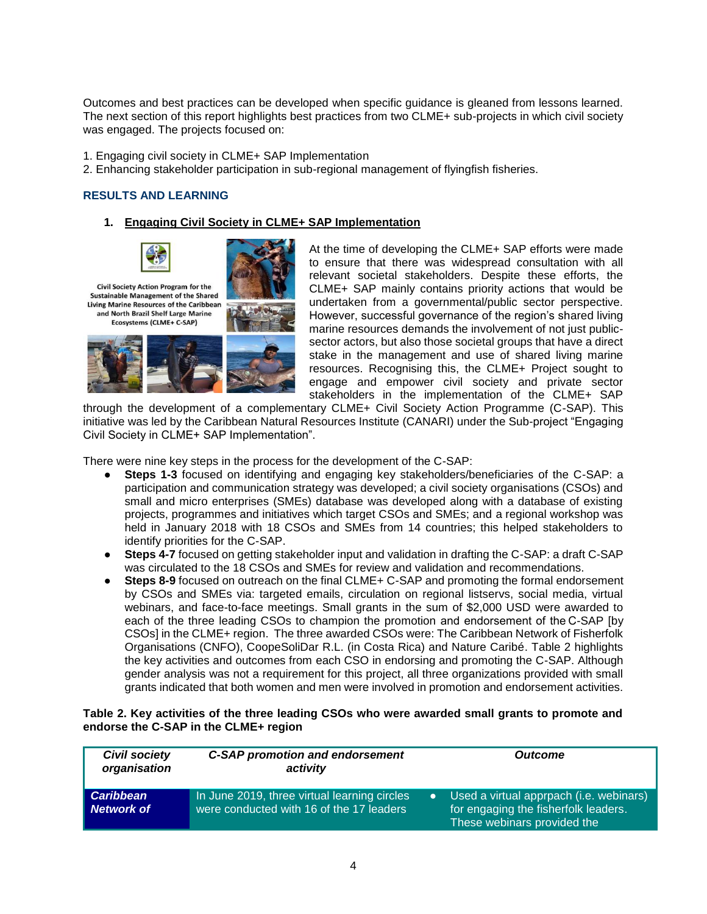Outcomes and best practices can be developed when specific guidance is gleaned from lessons learned. The next section of this report highlights best practices from two CLME+ sub-projects in which civil society was engaged. The projects focused on:

1. Engaging civil society in CLME+ SAP Implementation
2. Enhancing stakeholder participation in sub-regional management of flyingfish fisheries.

## RESULTS AND LEARNING

### 1. Engaging Civil Society in CLME+ SAP Implementation

At the time of developing the CLME+ SAP efforts were made to ensure that there was widespread consultation with all relevant societal stakeholders. Despite these efforts, the CLME+ SAP mainly contains priority actions that would be undertaken from a governmental/public sector perspective. However, successful governance of the region's shared living marine resources demands the involvement of not just public-sector actors, but also those societal groups that have a direct stake in the management and use of shared living marine resources. Recognising this, the CLME+ Project sought to engage and empower civil society and private sector stakeholders in the implementation of the CLME+ SAP through the development of a complementary CLME+ Civil Society Action Programme (C-SAP). This initiative was led by the Caribbean Natural Resources Institute (CANARI) under the Sub-project "Engaging Civil Society in CLME+ SAP Implementation".

There were nine key steps in the process for the development of the C-SAP:

- **Steps 1-3** focused on identifying and engaging key stakeholders/beneficiaries of the C-SAP: a participation and communication strategy was developed; a civil society organisations (CSOs) and small and micro enterprises (SMEs) database was developed along with a database of existing projects, programmes and initiatives which target CSOs and SMEs; and a regional workshop was held in January 2018 with 18 CSOs and SMEs from 14 countries; this helped stakeholders to identify priorities for the C-SAP.
- **Steps 4-7** focused on getting stakeholder input and validation in drafting the C-SAP: a draft C-SAP was circulated to the 18 CSOs and SMEs for review and validation and recommendations.
- **Steps 8-9** focused on outreach on the final CLME+ C-SAP and promoting the formal endorsement by CSOs and SMEs via: targeted emails, circulation on regional listservs, social media, virtual webinars, and face-to-face meetings. Small grants in the sum of $2,000 USD were awarded to each of the three leading CSOs to champion the promotion and endorsement of the C-SAP [by CSOs] in the CLME+ region. The three awarded CSOs were: The Caribbean Network of Fisherfolk Organisations (CNFO), CoopeSoliDar R.L. (in Costa Rica) and Nature Caribé. Table 2 highlights the key activities and outcomes from each CSO in endorsing and promoting the C-SAP. Although gender analysis was not a requirement for this project, all three organizations provided with small grants indicated that both women and men were involved in promotion and endorsement activities.

**Table 2. Key activities of the three leading CSOs who were awarded small grants to promote and endorse the C-SAP in the CLME+ region**

| *Civil society organisation* | *C-SAP promotion and endorsement activity* | *Outcome* |
|---|---|---|
| ***Caribbean Network of*** | In June 2019, three virtual learning circles were conducted with 16 of the 17 leaders | • Used a virtual apprpach (i.e. webinars) for engaging the fisherfolk leaders. These webinars provided the |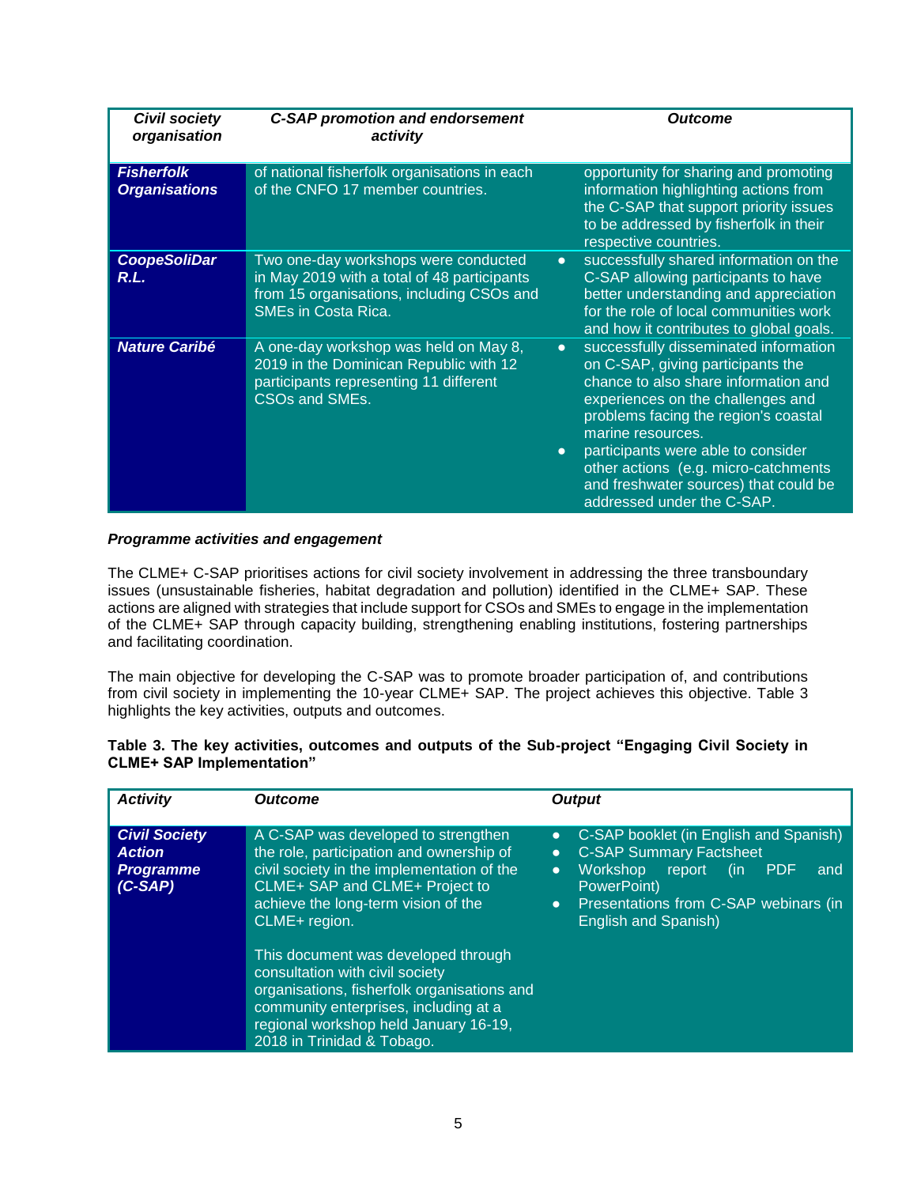| *Civil society organisation* | *C-SAP promotion and endorsement activity* | *Outcome* |
|---|---|---|
| ***Fisherfolk Organisations*** | of national fisherfolk organisations in each of the CNFO 17 member countries. | opportunity for sharing and promoting information highlighting actions from the C-SAP that support priority issues to be addressed by fisherfolk in their respective countries. |
| ***CoopeSoliDar R.L.*** | Two one-day workshops were conducted in May 2019 with a total of 48 participants from 15 organisations, including CSOs and SMEs in Costa Rica. | • successfully shared information on the C-SAP allowing participants to have better understanding and appreciation for the role of local communities work and how it contributes to global goals. |
| ***Nature Caribé*** | A one-day workshop was held on May 8, 2019 in the Dominican Republic with 12 participants representing 11 different CSOs and SMEs. | • successfully disseminated information on C-SAP, giving participants the chance to also share information and experiences on the challenges and problems facing the region's coastal marine resources. • participants were able to consider other actions (e.g. micro-catchments and freshwater sources) that could be addressed under the C-SAP. |

***Programme activities and engagement***

The CLME+ C-SAP prioritises actions for civil society involvement in addressing the three transboundary issues (unsustainable fisheries, habitat degradation and pollution) identified in the CLME+ SAP. These actions are aligned with strategies that include support for CSOs and SMEs to engage in the implementation of the CLME+ SAP through capacity building, strengthening enabling institutions, fostering partnerships and facilitating coordination.

The main objective for developing the C-SAP was to promote broader participation of, and contributions from civil society in implementing the 10-year CLME+ SAP. The project achieves this objective. Table 3 highlights the key activities, outputs and outcomes.

**Table 3. The key activities, outcomes and outputs of the Sub-project "Engaging Civil Society in CLME+ SAP Implementation"**

| *Activity* | *Outcome* | *Output* |
|---|---|---|
| ***Civil Society Action Programme (C-SAP)*** | A C-SAP was developed to strengthen the role, participation and ownership of civil society in the implementation of the CLME+ SAP and CLME+ Project to achieve the long-term vision of the CLME+ region. <br><br> This document was developed through consultation with civil society organisations, fisherfolk organisations and community enterprises, including at a regional workshop held January 16-19, 2018 in Trinidad & Tobago. | • C-SAP booklet (in English and Spanish) • C-SAP Summary Factsheet • Workshop report (in PDF and PowerPoint) • Presentations from C-SAP webinars (in English and Spanish) |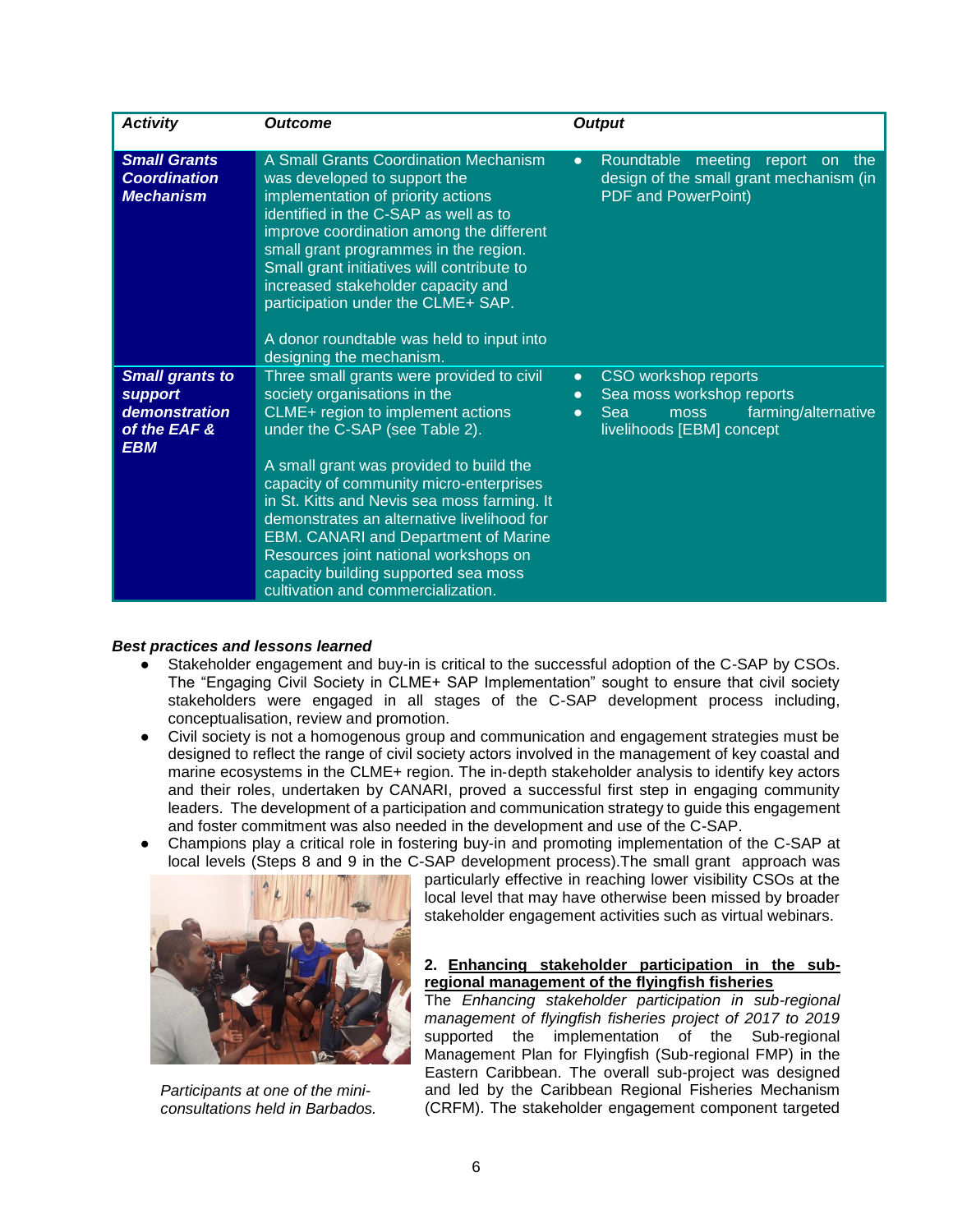| *Activity* | *Outcome* | *Output* |
|---|---|---|
| ***Small Grants Coordination Mechanism*** | A Small Grants Coordination Mechanism was developed to support the implementation of priority actions identified in the C-SAP as well as to improve coordination among the different small grant programmes in the region. Small grant initiatives will contribute to increased stakeholder capacity and participation under the CLME+ SAP.<br><br>A donor roundtable was held to input into designing the mechanism. | • Roundtable meeting report on the design of the small grant mechanism (in PDF and PowerPoint) |
| ***Small grants to support demonstration of the EAF & EBM*** | Three small grants were provided to civil society organisations in the CLME+ region to implement actions under the C-SAP (see Table 2).<br><br>A small grant was provided to build the capacity of community micro-enterprises in St. Kitts and Nevis sea moss farming. It demonstrates an alternative livelihood for EBM. CANARI and Department of Marine Resources joint national workshops on capacity building supported sea moss cultivation and commercialization. | • CSO workshop reports<br>• Sea moss workshop reports<br>• Sea moss farming/alternative livelihoods [EBM] concept |

***Best practices and lessons learned***

- Stakeholder engagement and buy-in is critical to the successful adoption of the C-SAP by CSOs. The "Engaging Civil Society in CLME+ SAP Implementation" sought to ensure that civil society stakeholders were engaged in all stages of the C-SAP development process including, conceptualisation, review and promotion.
- Civil society is not a homogenous group and communication and engagement strategies must be designed to reflect the range of civil society actors involved in the management of key coastal and marine ecosystems in the CLME+ region. The in-depth stakeholder analysis to identify key actors and their roles, undertaken by CANARI, proved a successful first step in engaging community leaders. The development of a participation and communication strategy to guide this engagement and foster commitment was also needed in the development and use of the C-SAP.
- Champions play a critical role in fostering buy-in and promoting implementation of the C-SAP at local levels (Steps 8 and 9 in the C-SAP development process).The small grant approach was particularly effective in reaching lower visibility CSOs at the local level that may have otherwise been missed by broader stakeholder engagement activities such as virtual webinars.

*Participants at one of the mini-consultations held in Barbados.*

**2. <u>Enhancing stakeholder participation in the sub-regional management of the flyingfish fisheries</u>**

The *Enhancing stakeholder participation in sub-regional management of flyingfish fisheries project of 2017 to 2019* supported the implementation of the Sub-regional Management Plan for Flyingfish (Sub-regional FMP) in the Eastern Caribbean. The overall sub-project was designed and led by the Caribbean Regional Fisheries Mechanism (CRFM). The stakeholder engagement component targeted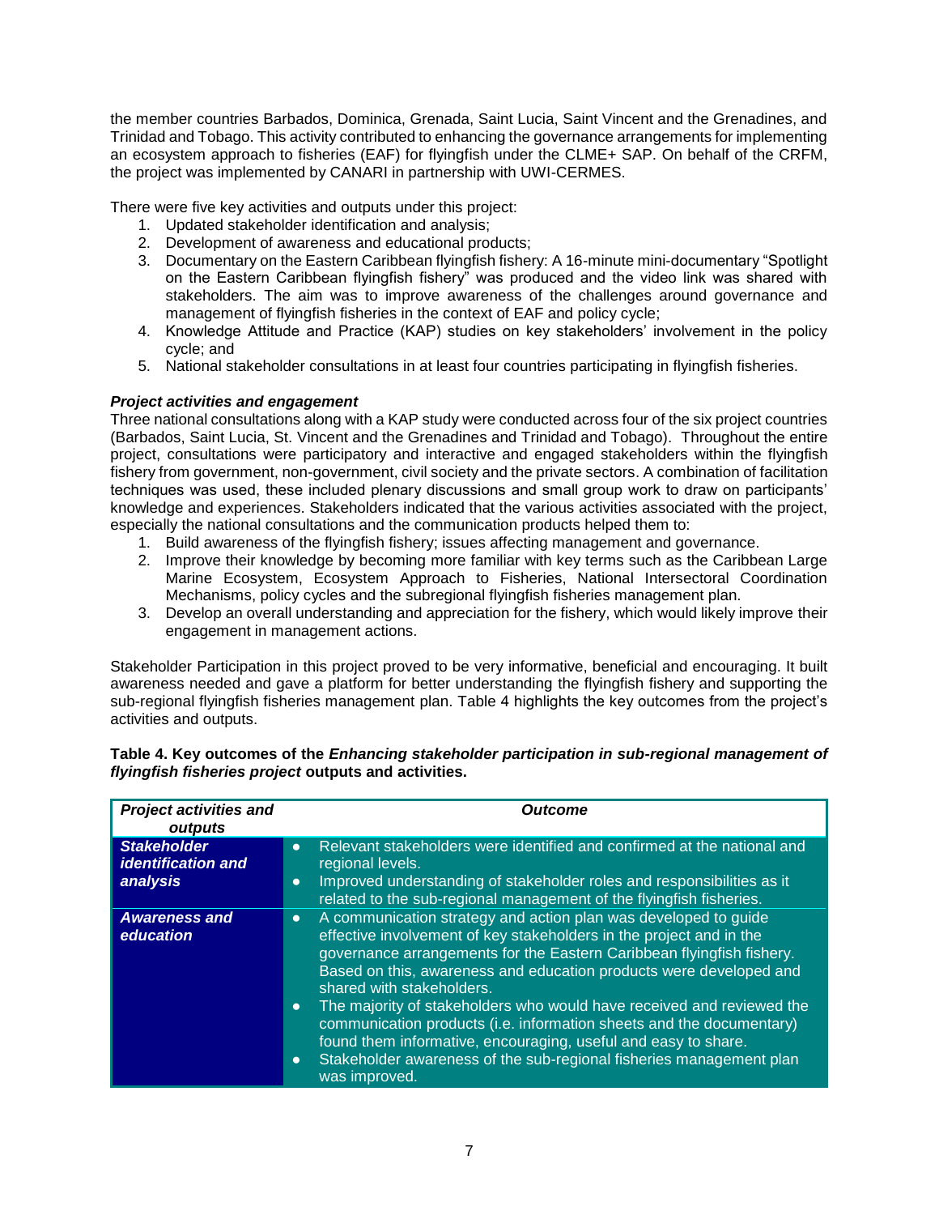the member countries Barbados, Dominica, Grenada, Saint Lucia, Saint Vincent and the Grenadines, and Trinidad and Tobago. This activity contributed to enhancing the governance arrangements for implementing an ecosystem approach to fisheries (EAF) for flyingfish under the CLME+ SAP. On behalf of the CRFM, the project was implemented by CANARI in partnership with UWI-CERMES.

There were five key activities and outputs under this project:

1. Updated stakeholder identification and analysis;
2. Development of awareness and educational products;
3. Documentary on the Eastern Caribbean flyingfish fishery: A 16-minute mini-documentary "Spotlight on the Eastern Caribbean flyingfish fishery" was produced and the video link was shared with stakeholders. The aim was to improve awareness of the challenges around governance and management of flyingfish fisheries in the context of EAF and policy cycle;
4. Knowledge Attitude and Practice (KAP) studies on key stakeholders' involvement in the policy cycle; and
5. National stakeholder consultations in at least four countries participating in flyingfish fisheries.

***Project activities and engagement***

Three national consultations along with a KAP study were conducted across four of the six project countries (Barbados, Saint Lucia, St. Vincent and the Grenadines and Trinidad and Tobago). Throughout the entire project, consultations were participatory and interactive and engaged stakeholders within the flyingfish fishery from government, non-government, civil society and the private sectors. A combination of facilitation techniques was used, these included plenary discussions and small group work to draw on participants' knowledge and experiences. Stakeholders indicated that the various activities associated with the project, especially the national consultations and the communication products helped them to:

1. Build awareness of the flyingfish fishery; issues affecting management and governance.
2. Improve their knowledge by becoming more familiar with key terms such as the Caribbean Large Marine Ecosystem, Ecosystem Approach to Fisheries, National Intersectoral Coordination Mechanisms, policy cycles and the subregional flyingfish fisheries management plan.
3. Develop an overall understanding and appreciation for the fishery, which would likely improve their engagement in management actions.

Stakeholder Participation in this project proved to be very informative, beneficial and encouraging. It built awareness needed and gave a platform for better understanding the flyingfish fishery and supporting the sub-regional flyingfish fisheries management plan. Table 4 highlights the key outcomes from the project's activities and outputs.

**Table 4. Key outcomes of the *Enhancing stakeholder participation in sub-regional management of flyingfish fisheries project* outputs and activities.**

| ***Project activities and outputs*** | ***Outcome*** |
|---|---|
| ***Stakeholder identification and analysis*** | • Relevant stakeholders were identified and confirmed at the national and regional levels.<br>• Improved understanding of stakeholder roles and responsibilities as it related to the sub-regional management of the flyingfish fisheries. |
| ***Awareness and education*** | • A communication strategy and action plan was developed to guide effective involvement of key stakeholders in the project and in the governance arrangements for the Eastern Caribbean flyingfish fishery. Based on this, awareness and education products were developed and shared with stakeholders.<br>• The majority of stakeholders who would have received and reviewed the communication products (i.e. information sheets and the documentary) found them informative, encouraging, useful and easy to share.<br>• Stakeholder awareness of the sub-regional fisheries management plan was improved. |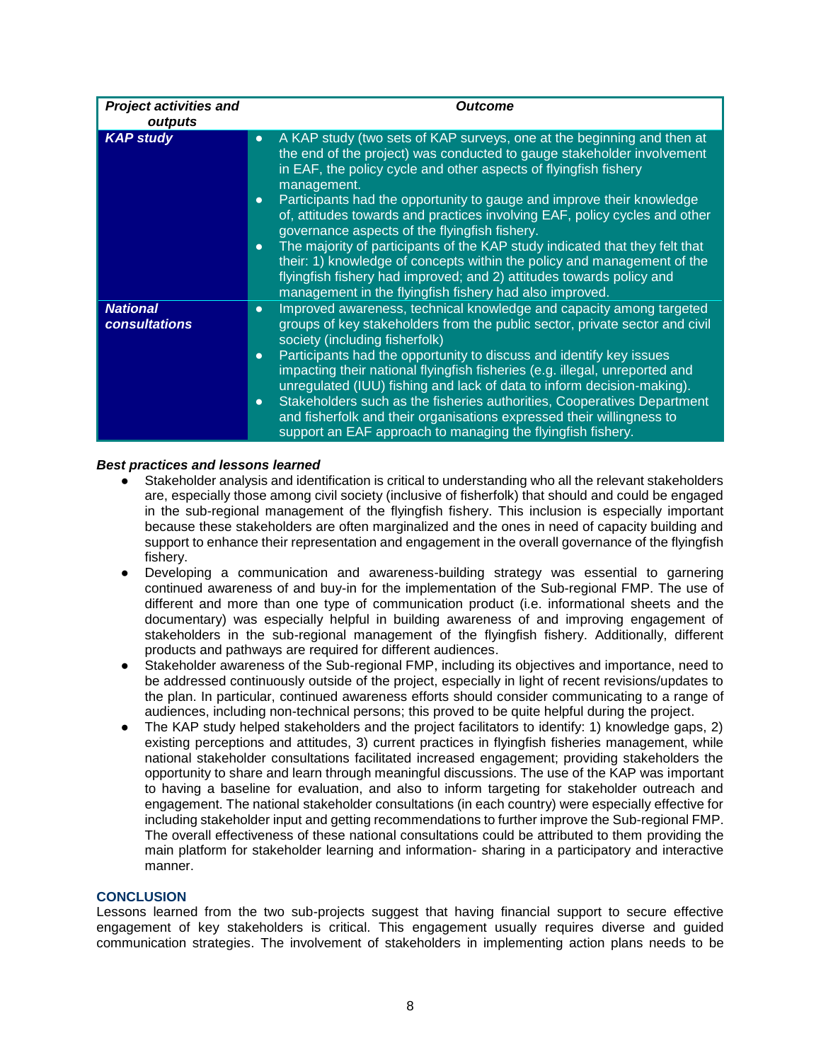| *Project activities and outputs* | *Outcome* |
|---|---|
| ***KAP study*** | • A KAP study (two sets of KAP surveys, one at the beginning and then at the end of the project) was conducted to gauge stakeholder involvement in EAF, the policy cycle and other aspects of flyingfish fishery management.<br>• Participants had the opportunity to gauge and improve their knowledge of, attitudes towards and practices involving EAF, policy cycles and other governance aspects of the flyingfish fishery.<br>• The majority of participants of the KAP study indicated that they felt that their: 1) knowledge of concepts within the policy and management of the flyingfish fishery had improved; and 2) attitudes towards policy and management in the flyingfish fishery had also improved. |
| ***National consultations*** | • Improved awareness, technical knowledge and capacity among targeted groups of key stakeholders from the public sector, private sector and civil society (including fisherfolk)<br>• Participants had the opportunity to discuss and identify key issues impacting their national flyingfish fisheries (e.g. illegal, unreported and unregulated (IUU) fishing and lack of data to inform decision-making).<br>• Stakeholders such as the fisheries authorities, Cooperatives Department and fisherfolk and their organisations expressed their willingness to support an EAF approach to managing the flyingfish fishery. |

***Best practices and lessons learned***

- Stakeholder analysis and identification is critical to understanding who all the relevant stakeholders are, especially those among civil society (inclusive of fisherfolk) that should and could be engaged in the sub-regional management of the flyingfish fishery. This inclusion is especially important because these stakeholders are often marginalized and the ones in need of capacity building and support to enhance their representation and engagement in the overall governance of the flyingfish fishery.
- Developing a communication and awareness-building strategy was essential to garnering continued awareness of and buy-in for the implementation of the Sub-regional FMP. The use of different and more than one type of communication product (i.e. informational sheets and the documentary) was especially helpful in building awareness of and improving engagement of stakeholders in the sub-regional management of the flyingfish fishery. Additionally, different products and pathways are required for different audiences.
- Stakeholder awareness of the Sub-regional FMP, including its objectives and importance, need to be addressed continuously outside of the project, especially in light of recent revisions/updates to the plan. In particular, continued awareness efforts should consider communicating to a range of audiences, including non-technical persons; this proved to be quite helpful during the project.
- The KAP study helped stakeholders and the project facilitators to identify: 1) knowledge gaps, 2) existing perceptions and attitudes, 3) current practices in flyingfish fisheries management, while national stakeholder consultations facilitated increased engagement; providing stakeholders the opportunity to share and learn through meaningful discussions. The use of the KAP was important to having a baseline for evaluation, and also to inform targeting for stakeholder outreach and engagement. The national stakeholder consultations (in each country) were especially effective for including stakeholder input and getting recommendations to further improve the Sub-regional FMP. The overall effectiveness of these national consultations could be attributed to them providing the main platform for stakeholder learning and information- sharing in a participatory and interactive manner.

## CONCLUSION

Lessons learned from the two sub-projects suggest that having financial support to secure effective engagement of key stakeholders is critical. This engagement usually requires diverse and guided communication strategies. The involvement of stakeholders in implementing action plans needs to be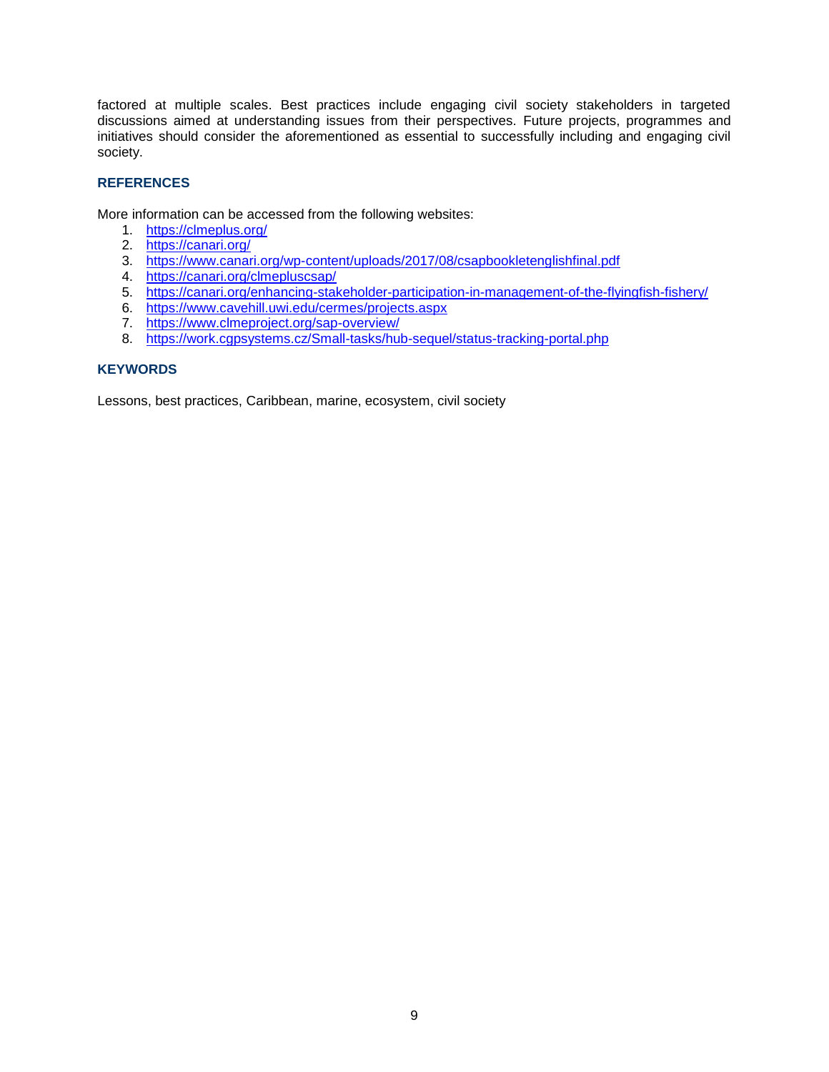factored at multiple scales. Best practices include engaging civil society stakeholders in targeted discussions aimed at understanding issues from their perspectives. Future projects, programmes and initiatives should consider the aforementioned as essential to successfully including and engaging civil society.

## REFERENCES

More information can be accessed from the following websites:

1. https://clmeplus.org/
2. https://canari.org/
3. https://www.canari.org/wp-content/uploads/2017/08/csapbookletenglishfinal.pdf
4. https://canari.org/clmepluscsap/
5. https://canari.org/enhancing-stakeholder-participation-in-management-of-the-flyingfish-fishery/
6. https://www.cavehill.uwi.edu/cermes/projects.aspx
7. https://www.clmeproject.org/sap-overview/
8. https://work.cgpsystems.cz/Small-tasks/hub-sequel/status-tracking-portal.php

## KEYWORDS

Lessons, best practices, Caribbean, marine, ecosystem, civil society